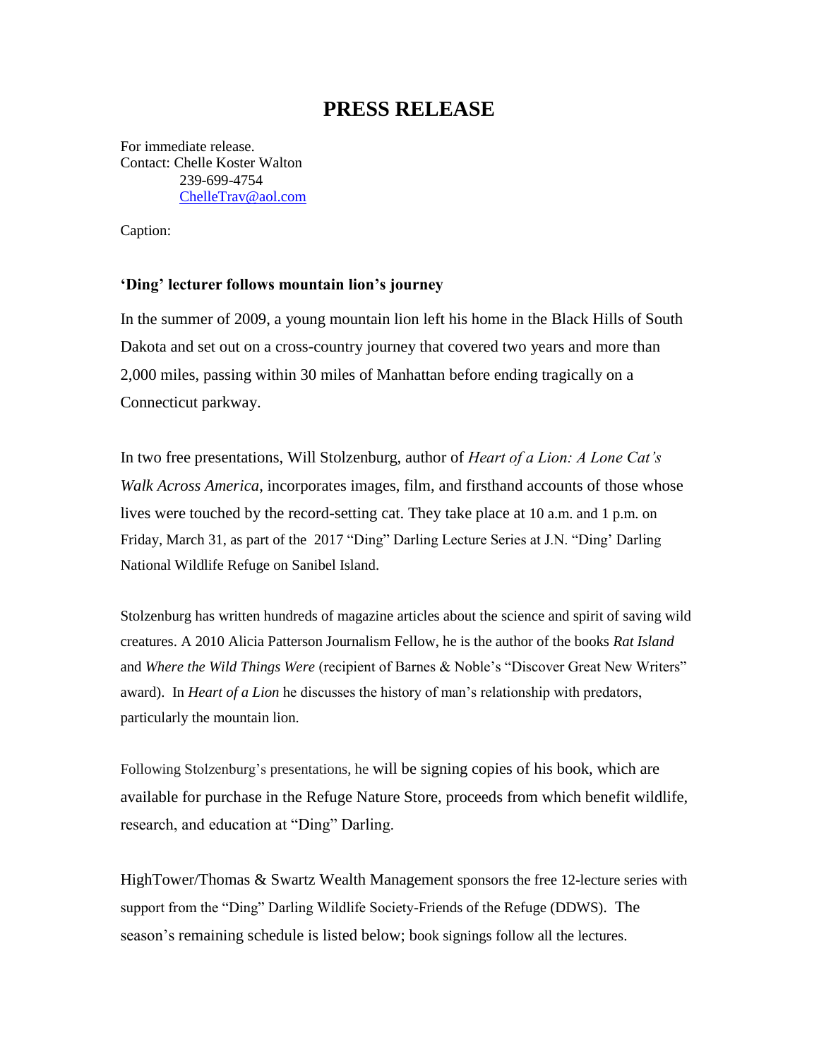# PRESS RELEASE

For immediate release.
Contact: Chelle Koster Walton
239-699-4754
ChelleTrav@aol.com

Caption:

**'Ding' lecturer follows mountain lion's journey**

In the summer of 2009, a young mountain lion left his home in the Black Hills of South Dakota and set out on a cross-country journey that covered two years and more than 2,000 miles, passing within 30 miles of Manhattan before ending tragically on a Connecticut parkway.

In two free presentations, Will Stolzenburg, author of *Heart of a Lion: A Lone Cat's Walk Across America*, incorporates images, film, and firsthand accounts of those whose lives were touched by the record-setting cat. They take place at 10 a.m. and 1 p.m. on Friday, March 31, as part of the 2017 "Ding" Darling Lecture Series at J.N. "Ding' Darling National Wildlife Refuge on Sanibel Island.

Stolzenburg has written hundreds of magazine articles about the science and spirit of saving wild creatures. A 2010 Alicia Patterson Journalism Fellow, he is the author of the books *Rat Island* and *Where the Wild Things Were* (recipient of Barnes & Noble's "Discover Great New Writers" award). In *Heart of a Lion* he discusses the history of man's relationship with predators, particularly the mountain lion.

Following Stolzenburg's presentations, he will be signing copies of his book, which are available for purchase in the Refuge Nature Store, proceeds from which benefit wildlife, research, and education at "Ding" Darling.

HighTower/Thomas & Swartz Wealth Management sponsors the free 12-lecture series with support from the "Ding" Darling Wildlife Society-Friends of the Refuge (DDWS). The season's remaining schedule is listed below; book signings follow all the lectures.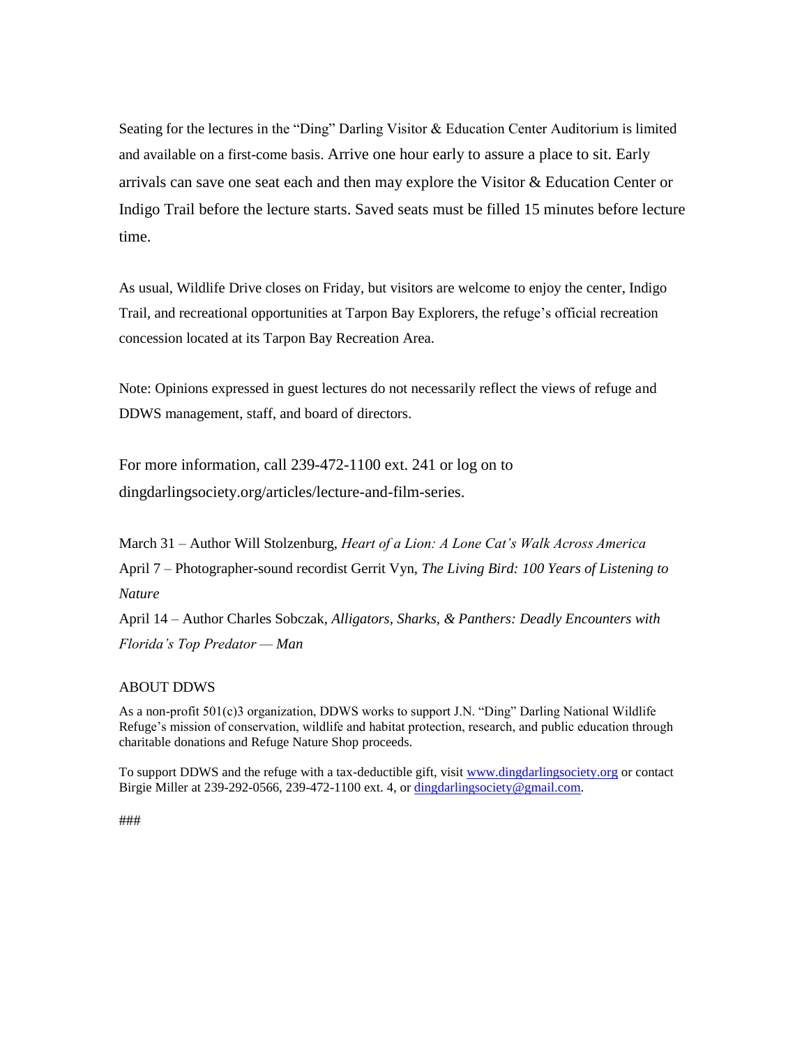Seating for the lectures in the "Ding" Darling Visitor & Education Center Auditorium is limited and available on a first-come basis. Arrive one hour early to assure a place to sit. Early arrivals can save one seat each and then may explore the Visitor & Education Center or Indigo Trail before the lecture starts. Saved seats must be filled 15 minutes before lecture time.

As usual, Wildlife Drive closes on Friday, but visitors are welcome to enjoy the center, Indigo Trail, and recreational opportunities at Tarpon Bay Explorers, the refuge's official recreation concession located at its Tarpon Bay Recreation Area.

Note: Opinions expressed in guest lectures do not necessarily reflect the views of refuge and DDWS management, staff, and board of directors.

For more information, call 239-472-1100 ext. 241 or log on to dingdarlingsociety.org/articles/lecture-and-film-series.

March 31 – Author Will Stolzenburg, *Heart of a Lion: A Lone Cat's Walk Across America*
April 7 – Photographer-sound recordist Gerrit Vyn, *The Living Bird: 100 Years of Listening to Nature*
April 14 – Author Charles Sobczak, *Alligators, Sharks, & Panthers: Deadly Encounters with Florida's Top Predator — Man*

ABOUT DDWS

As a non-profit 501(c)3 organization, DDWS works to support J.N. "Ding" Darling National Wildlife Refuge's mission of conservation, wildlife and habitat protection, research, and public education through charitable donations and Refuge Nature Shop proceeds.

To support DDWS and the refuge with a tax-deductible gift, visit www.dingdarlingsociety.org or contact Birgie Miller at 239-292-0566, 239-472-1100 ext. 4, or dingdarlingsociety@gmail.com.

###